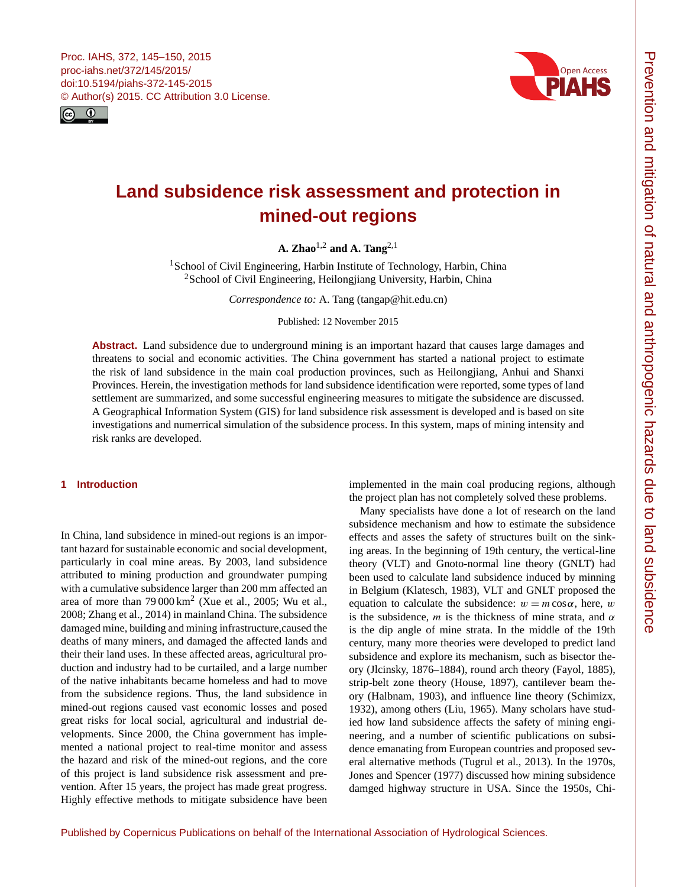# Land subsidence risk assessment and protection in mined-out regions

**A. Zhao**[1,2] **and A. Tang**[2,1]

[1]School of Civil Engineering, Harbin Institute of Technology, Harbin, China
[2]School of Civil Engineering, Heilongjiang University, Harbin, China

*Correspondence to:* A. Tang (tangap@hit.edu.cn)

Published: 12 November 2015

**Abstract.** Land subsidence due to underground mining is an important hazard that causes large damages and threatens to social and economic activities. The China government has started a national project to estimate the risk of land subsidence in the main coal production provinces, such as Heilongjiang, Anhui and Shanxi Provinces. Herein, the investigation methods for land subsidence identification were reported, some types of land settlement are summarized, and some successful engineering measures to mitigate the subsidence are discussed. A Geographical Information System (GIS) for land subsidence risk assessment is developed and is based on site investigations and numerrical simulation of the subsidence process. In this system, maps of mining intensity and risk ranks are developed.

## 1 Introduction

In China, land subsidence in mined-out regions is an important hazard for sustainable economic and social development, particularly in coal mine areas. By 2003, land subsidence attributed to mining production and groundwater pumping with a cumulative subsidence larger than 200 mm affected an area of more than 79 000 km$^2$ (Xue et al., 2005; Wu et al., 2008; Zhang et al., 2014) in mainland China. The subsidence damaged mine, building and mining infrastructure,caused the deaths of many miners, and damaged the affected lands and their their land uses. In these affected areas, agricultural production and industry had to be curtailed, and a large number of the native inhabitants became homeless and had to move from the subsidence regions. Thus, the land subsidence in mined-out regions caused vast economic losses and posed great risks for local social, agricultural and industrial developments. Since 2000, the China government has implemented a national project to real-time monitor and assess the hazard and risk of the mined-out regions, and the core of this project is land subsidence risk assessment and prevention. After 15 years, the project has made great progress. Highly effective methods to mitigate subsidence have been implemented in the main coal producing regions, although the project plan has not completely solved these problems.

Many specialists have done a lot of research on the land subsidence mechanism and how to estimate the subsidence effects and asses the safety of structures built on the sinking areas. In the beginning of 19th century, the vertical-line theory (VLT) and Gnoto-normal line theory (GNLT) had been used to calculate land subsidence induced by minning in Belgium (Klatesch, 1983), VLT and GNLT proposed the equation to calculate the subsidence: $w = m\cos\alpha$, here, $w$ is the subsidence, $m$ is the thickness of mine strata, and $\alpha$ is the dip angle of mine strata. In the middle of the 19th century, many more theories were developed to predict land subsidence and explore its mechanism, such as bisector theory (Jlcinsky, 1876–1884), round arch theory (Fayol, 1885), strip-belt zone theory (House, 1897), cantilever beam theory (Halbnam, 1903), and influence line theory (Schimizx, 1932), among others (Liu, 1965). Many scholars have studied how land subsidence affects the safety of mining engineering, and a number of scientific publications on subsidence emanating from European countries and proposed several alternative methods (Tugrul et al., 2013). In the 1970s, Jones and Spencer (1977) discussed how mining subsidence damged highway structure in USA. Since the 1950s, Chi-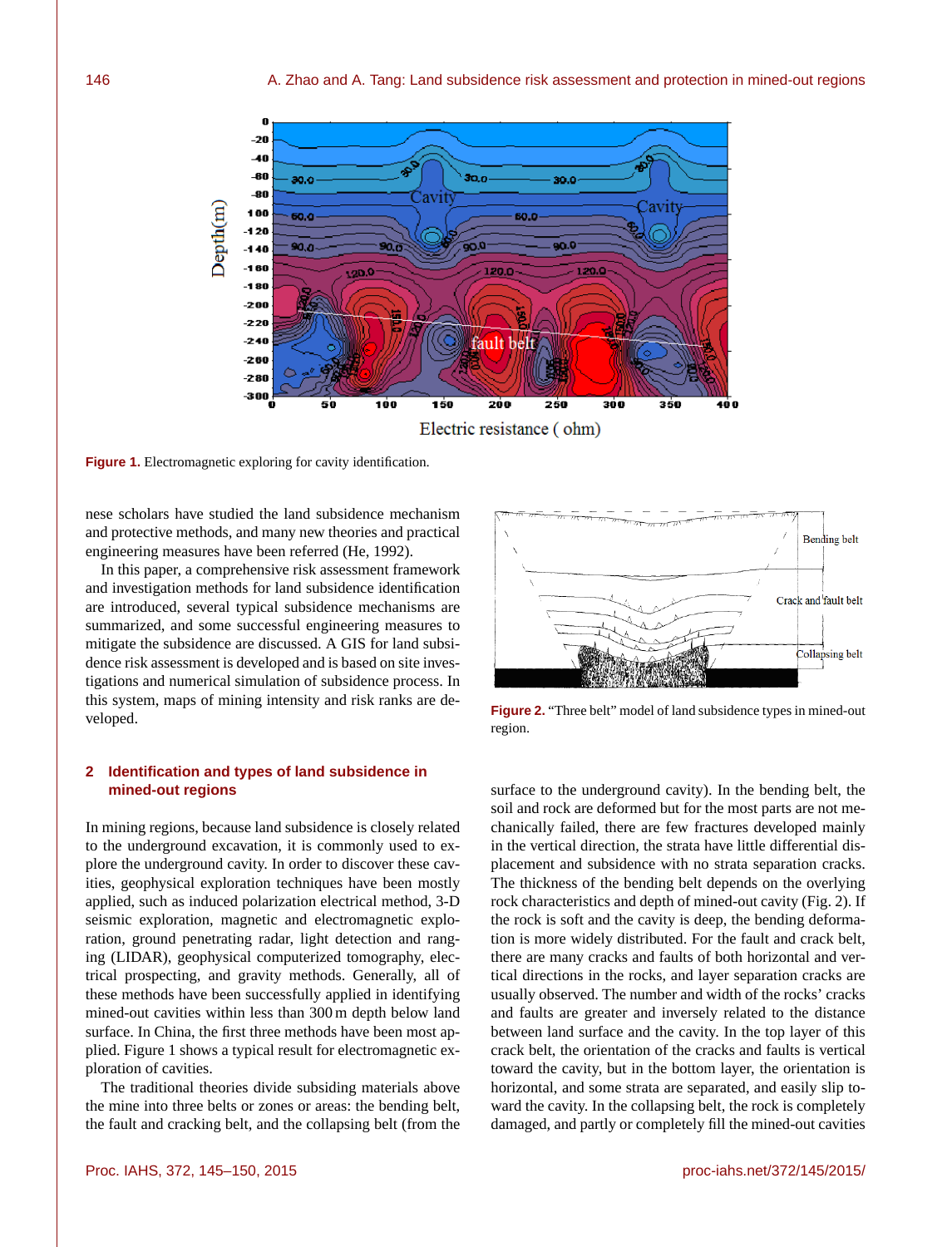Figure 1. Electromagnetic exploring for cavity identification.

nese scholars have studied the land subsidence mechanism and protective methods, and many new theories and practical engineering measures have been referred (He, 1992).

In this paper, a comprehensive risk assessment framework and investigation methods for land subsidence identification are introduced, several typical subsidence mechanisms are summarized, and some successful engineering measures to mitigate the subsidence are discussed. A GIS for land subsidence risk assessment is developed and is based on site investigations and numerical simulation of subsidence process. In this system, maps of mining intensity and risk ranks are developed.

## 2 Identification and types of land subsidence in mined-out regions

In mining regions, because land subsidence is closely related to the underground excavation, it is commonly used to explore the underground cavity. In order to discover these cavities, geophysical exploration techniques have been mostly applied, such as induced polarization electrical method, 3-D seismic exploration, magnetic and electromagnetic exploration, ground penetrating radar, light detection and ranging (LIDAR), geophysical computerized tomography, electrical prospecting, and gravity methods. Generally, all of these methods have been successfully applied in identifying mined-out cavities within less than 300 m depth below land surface. In China, the first three methods have been most applied. Figure 1 shows a typical result for electromagnetic exploration of cavities.

The traditional theories divide subsiding materials above the mine into three belts or zones or areas: the bending belt, the fault and cracking belt, and the collapsing belt (from the surface to the underground cavity). In the bending belt, the soil and rock are deformed but for the most parts are not mechanically failed, there are few fractures developed mainly in the vertical direction, the strata have little differential displacement and subsidence with no strata separation cracks. The thickness of the bending belt depends on the overlying rock characteristics and depth of mined-out cavity (Fig. 2). If the rock is soft and the cavity is deep, the bending deformation is more widely distributed. For the fault and crack belt, there are many cracks and faults of both horizontal and vertical directions in the rocks, and layer separation cracks are usually observed. The number and width of the rocks' cracks and faults are greater and inversely related to the distance between land surface and the cavity. In the top layer of this crack belt, the orientation of the cracks and faults is vertical toward the cavity, but in the bottom layer, the orientation is horizontal, and some strata are separated, and easily slip toward the cavity. In the collapsing belt, the rock is completely damaged, and partly or completely fill the mined-out cavities

Figure 2. "Three belt" model of land subsidence types in mined-out region.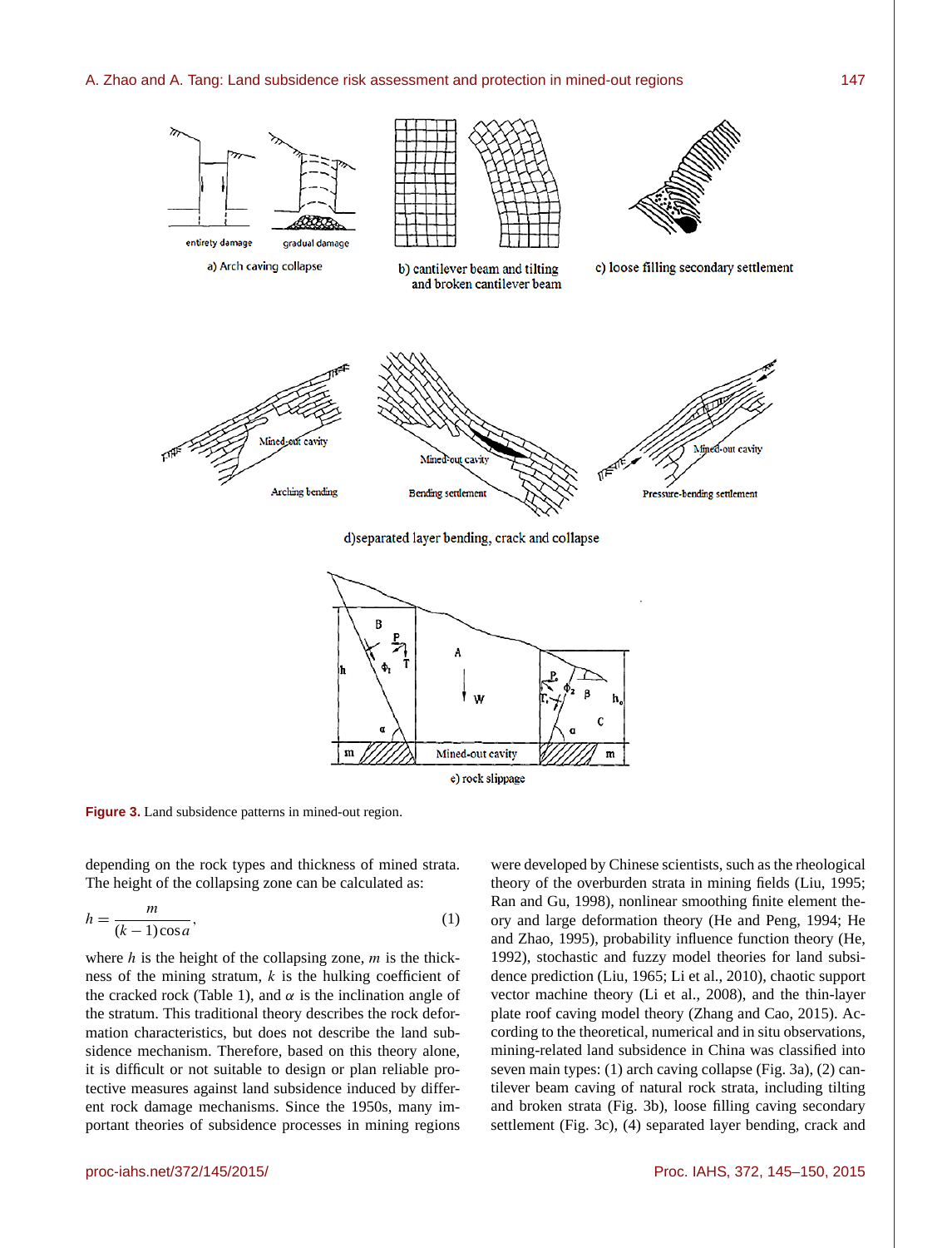**Figure 3.** Land subsidence patterns in mined-out region.

depending on the rock types and thickness of mined strata. The height of the collapsing zone can be calculated as:

$$h = \frac{m}{(k-1)\cos a}, \tag{1}$$

where $h$ is the height of the collapsing zone, $m$ is the thickness of the mining stratum, $k$ is the hulking coefficient of the cracked rock (Table 1), and $\alpha$ is the inclination angle of the stratum. This traditional theory describes the rock deformation characteristics, but does not describe the land subsidence mechanism. Therefore, based on this theory alone, it is difficult or not suitable to design or plan reliable protective measures against land subsidence induced by different rock damage mechanisms. Since the 1950s, many important theories of subsidence processes in mining regions were developed by Chinese scientists, such as the rheological theory of the overburden strata in mining fields (Liu, 1995; Ran and Gu, 1998), nonlinear smoothing finite element theory and large deformation theory (He and Peng, 1994; He and Zhao, 1995), probability influence function theory (He, 1992), stochastic and fuzzy model theories for land subsidence prediction (Liu, 1965; Li et al., 2010), chaotic support vector machine theory (Li et al., 2008), and the thin-layer plate roof caving model theory (Zhang and Cao, 2015). According to the theoretical, numerical and in situ observations, mining-related land subsidence in China was classified into seven main types: (1) arch caving collapse (Fig. 3a), (2) cantilever beam caving of natural rock strata, including tilting and broken strata (Fig. 3b), loose filling caving secondary settlement (Fig. 3c), (4) separated layer bending, crack and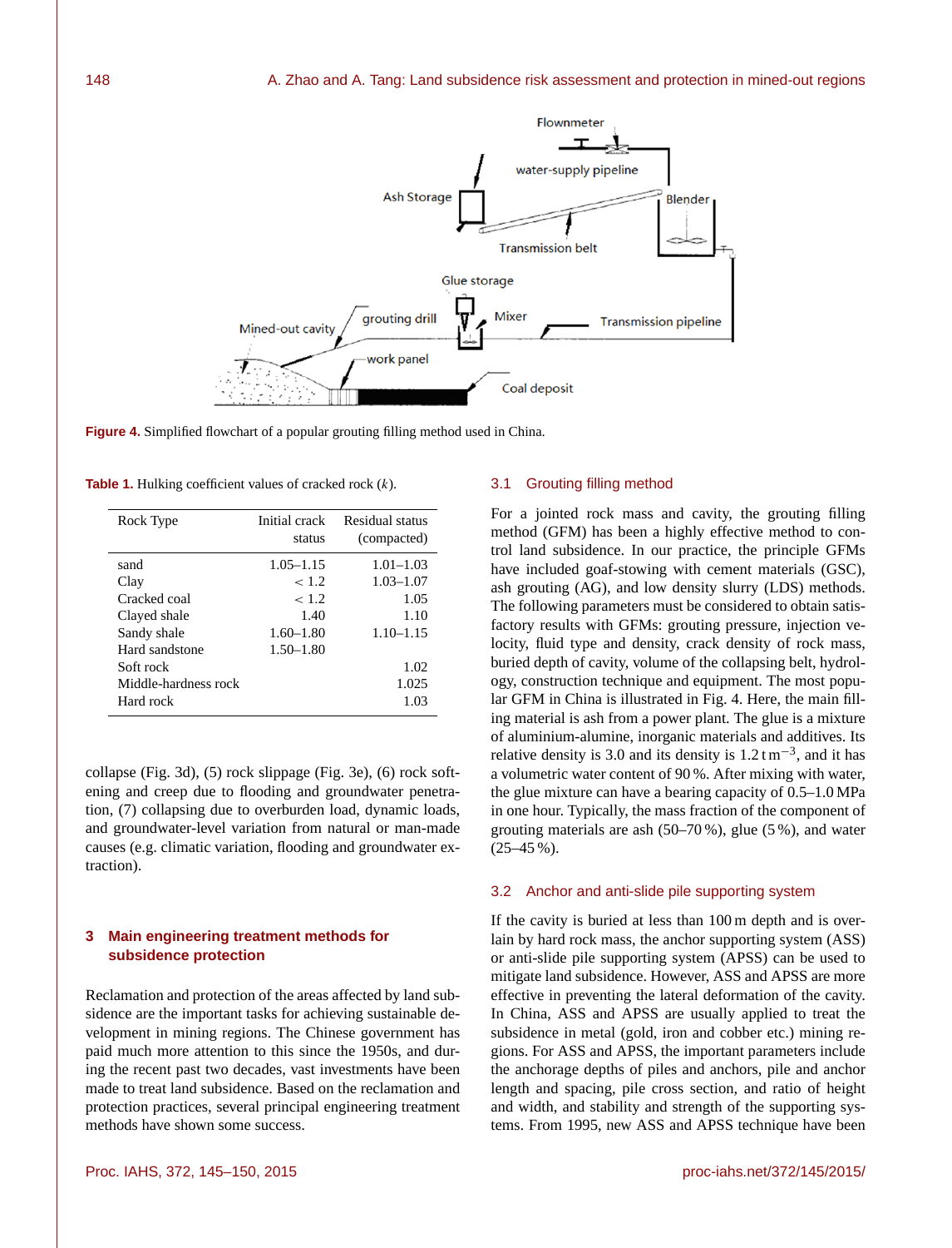Figure 4. Simplified flowchart of a popular grouting filling method used in China.

Table 1. Hulking coefficient values of cracked rock ($k$).

| Rock Type | Initial crack status | Residual status (compacted) |
|---|---|---|
| sand | 1.05–1.15 | 1.01–1.03 |
| Clay | < 1.2 | 1.03–1.07 |
| Cracked coal | < 1.2 | 1.05 |
| Clayed shale | 1.40 | 1.10 |
| Sandy shale | 1.60–1.80 | 1.10–1.15 |
| Hard sandstone | 1.50–1.80 | |
| Soft rock | | 1.02 |
| Middle-hardness rock | | 1.025 |
| Hard rock | | 1.03 |

collapse (Fig. 3d), (5) rock slippage (Fig. 3e), (6) rock softening and creep due to flooding and groundwater penetration, (7) collapsing due to overburden load, dynamic loads, and groundwater-level variation from natural or man-made causes (e.g. climatic variation, flooding and groundwater extraction).

## 3 Main engineering treatment methods for subsidence protection

Reclamation and protection of the areas affected by land subsidence are the important tasks for achieving sustainable development in mining regions. The Chinese government has paid much more attention to this since the 1950s, and during the recent past two decades, vast investments have been made to treat land subsidence. Based on the reclamation and protection practices, several principal engineering treatment methods have shown some success.

### 3.1 Grouting filling method

For a jointed rock mass and cavity, the grouting filling method (GFM) has been a highly effective method to control land subsidence. In our practice, the principle GFMs have included goaf-stowing with cement materials (GSC), ash grouting (AG), and low density slurry (LDS) methods. The following parameters must be considered to obtain satisfactory results with GFMs: grouting pressure, injection velocity, fluid type and density, crack density of rock mass, buried depth of cavity, volume of the collapsing belt, hydrology, construction technique and equipment. The most popular GFM in China is illustrated in Fig. 4. Here, the main filling material is ash from a power plant. The glue is a mixture of aluminium-alumine, inorganic materials and additives. Its relative density is 3.0 and its density is 1.2 $\mathrm{t\,m^{-3}}$, and it has a volumetric water content of 90 %. After mixing with water, the glue mixture can have a bearing capacity of 0.5–1.0 MPa in one hour. Typically, the mass fraction of the component of grouting materials are ash (50–70 %), glue (5 %), and water (25–45 %).

### 3.2 Anchor and anti-slide pile supporting system

If the cavity is buried at less than 100 m depth and is overlain by hard rock mass, the anchor supporting system (ASS) or anti-slide pile supporting system (APSS) can be used to mitigate land subsidence. However, ASS and APSS are more effective in preventing the lateral deformation of the cavity. In China, ASS and APSS are usually applied to treat the subsidence in metal (gold, iron and cobber etc.) mining regions. For ASS and APSS, the important parameters include the anchorage depths of piles and anchors, pile and anchor length and spacing, pile cross section, and ratio of height and width, and stability and strength of the supporting systems. From 1995, new ASS and APSS technique have been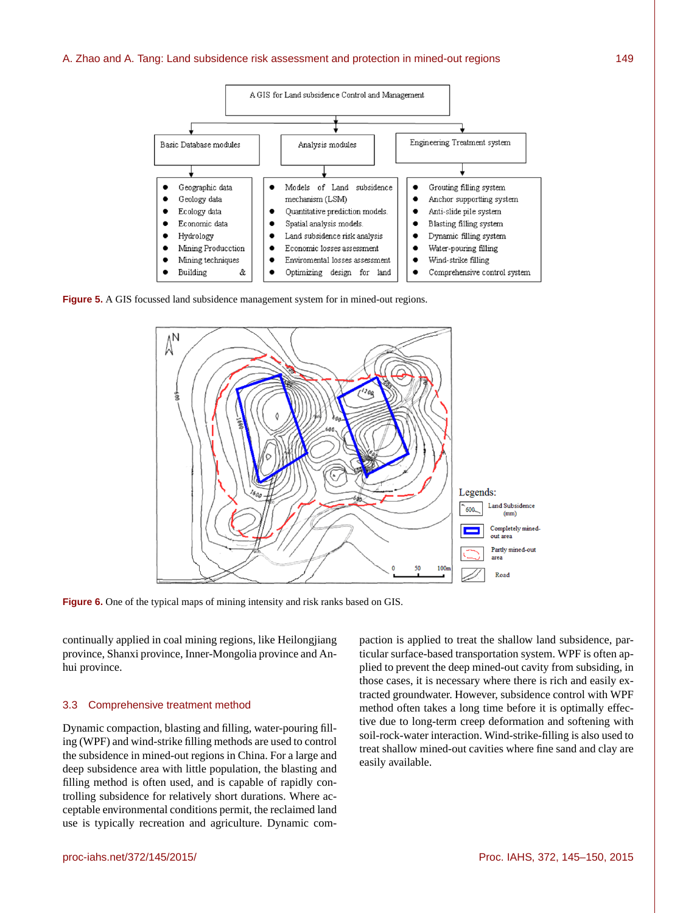| A GIS for Land subsidence Control and Management | | |
|---|---|---|
| Basic Database modules | Analysis modules | Engineering Treatment system |
| • Geographic data<br>• Geology data<br>• Ecology data<br>• Economic data<br>• Hydrology<br>• Mining Producction<br>• Mining techniques<br>• Building & | • Models of Land subsidence mechanism (LSM)<br>• Quantitative prediction models.<br>• Spatial analysis models.<br>• Land subsidence risk analysis<br>• Economic losses assessment<br>• Enviromental losses assessment<br>• Optimizing design for land | • Grouting filling system<br>• Anchor supporting system<br>• Anti-slide pile system<br>• Blasting filling system<br>• Dynamic filling system<br>• Water-pouring filling<br>• Wind-strike filling<br>• Comprehensive control system |

**Figure 5.** A GIS focussed land subsidence management system for in mined-out regions.

**Figure 6.** One of the typical maps of mining intensity and risk ranks based on GIS.

continually applied in coal mining regions, like Heilongjiang province, Shanxi province, Inner-Mongolia province and Anhui province.

### 3.3 Comprehensive treatment method

Dynamic compaction, blasting and filling, water-pouring filling (WPF) and wind-strike filling methods are used to control the subsidence in mined-out regions in China. For a large and deep subsidence area with little population, the blasting and filling method is often used, and is capable of rapidly controlling subsidence for relatively short durations. Where acceptable environmental conditions permit, the reclaimed land use is typically recreation and agriculture. Dynamic compaction is applied to treat the shallow land subsidence, particular surface-based transportation system. WPF is often applied to prevent the deep mined-out cavity from subsiding, in those cases, it is necessary where there is rich and easily extracted groundwater. However, subsidence control with WPF method often takes a long time before it is optimally effective due to long-term creep deformation and softening with soil-rock-water interaction. Wind-strike-filling is also used to treat shallow mined-out cavities where fine sand and clay are easily available.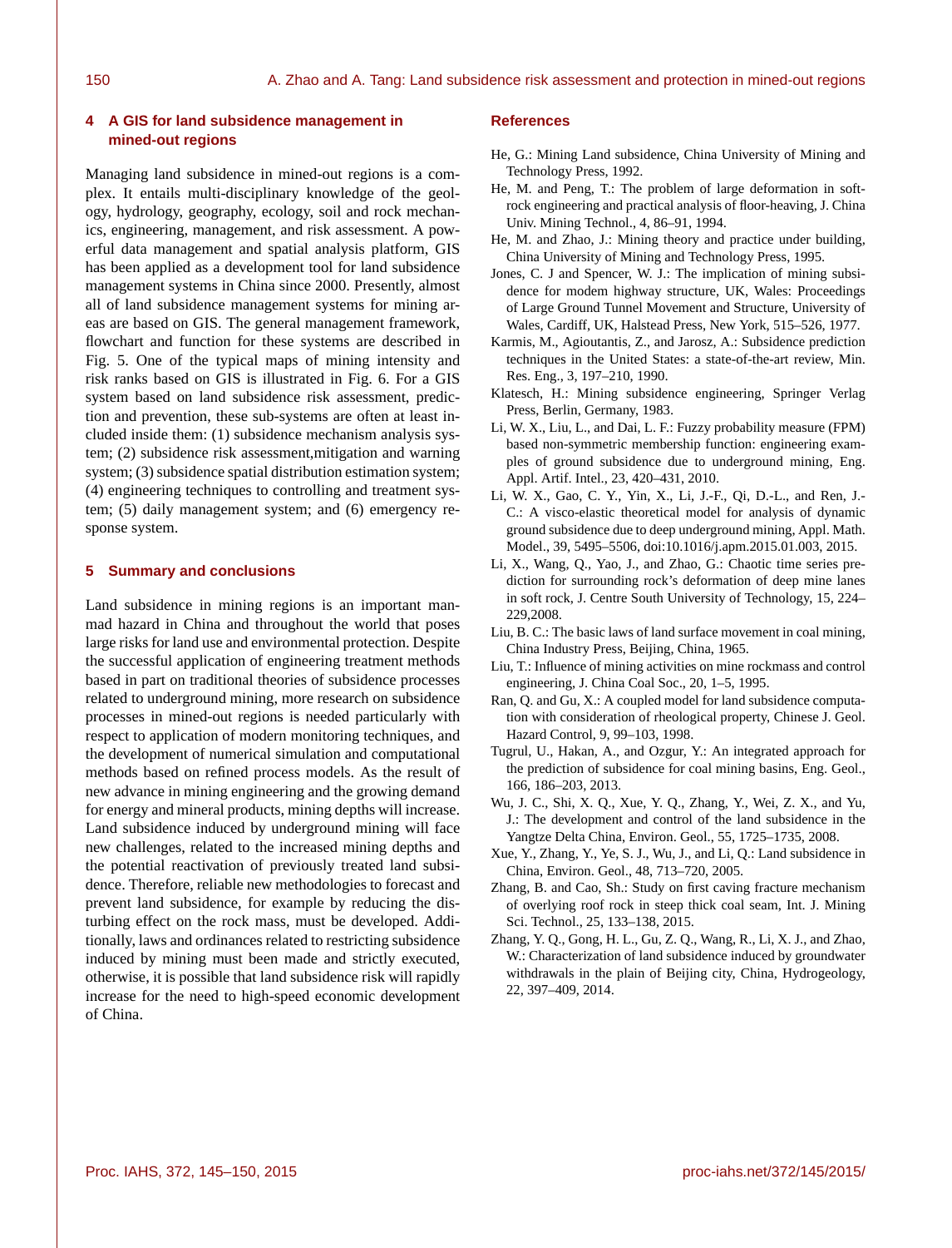## 4 A GIS for land subsidence management in mined-out regions

Managing land subsidence in mined-out regions is a complex. It entails multi-disciplinary knowledge of the geology, hydrology, geography, ecology, soil and rock mechanics, engineering, management, and risk assessment. A powerful data management and spatial analysis platform, GIS has been applied as a development tool for land subsidence management systems in China since 2000. Presently, almost all of land subsidence management systems for mining areas are based on GIS. The general management framework, flowchart and function for these systems are described in Fig. 5. One of the typical maps of mining intensity and risk ranks based on GIS is illustrated in Fig. 6. For a GIS system based on land subsidence risk assessment, prediction and prevention, these sub-systems are often at least included inside them: (1) subsidence mechanism analysis system; (2) subsidence risk assessment,mitigation and warning system; (3) subsidence spatial distribution estimation system; (4) engineering techniques to controlling and treatment system; (5) daily management system; and (6) emergency response system.

## 5 Summary and conclusions

Land subsidence in mining regions is an important man-mad hazard in China and throughout the world that poses large risks for land use and environmental protection. Despite the successful application of engineering treatment methods based in part on traditional theories of subsidence processes related to underground mining, more research on subsidence processes in mined-out regions is needed particularly with respect to application of modern monitoring techniques, and the development of numerical simulation and computational methods based on refined process models. As the result of new advance in mining engineering and the growing demand for energy and mineral products, mining depths will increase. Land subsidence induced by underground mining will face new challenges, related to the increased mining depths and the potential reactivation of previously treated land subsidence. Therefore, reliable new methodologies to forecast and prevent land subsidence, for example by reducing the disturbing effect on the rock mass, must be developed. Additionally, laws and ordinances related to restricting subsidence induced by mining must been made and strictly executed, otherwise, it is possible that land subsidence risk will rapidly increase for the need to high-speed economic development of China.

## References

He, G.: Mining Land subsidence, China University of Mining and Technology Press, 1992.

He, M. and Peng, T.: The problem of large deformation in soft-rock engineering and practical analysis of floor-heaving, J. China Univ. Mining Technol., 4, 86–91, 1994.

He, M. and Zhao, J.: Mining theory and practice under building, China University of Mining and Technology Press, 1995.

Jones, C. J and Spencer, W. J.: The implication of mining subsidence for modem highway structure, UK, Wales: Proceedings of Large Ground Tunnel Movement and Structure, University of Wales, Cardiff, UK, Halstead Press, New York, 515–526, 1977.

Karmis, M., Agioutantis, Z., and Jarosz, A.: Subsidence prediction techniques in the United States: a state-of-the-art review, Min. Res. Eng., 3, 197–210, 1990.

Klatesch, H.: Mining subsidence engineering, Springer Verlag Press, Berlin, Germany, 1983.

Li, W. X., Liu, L., and Dai, L. F.: Fuzzy probability measure (FPM) based non-symmetric membership function: engineering examples of ground subsidence due to underground mining, Eng. Appl. Artif. Intel., 23, 420–431, 2010.

Li, W. X., Gao, C. Y., Yin, X., Li, J.-F., Qi, D.-L., and Ren, J.-C.: A visco-elastic theoretical model for analysis of dynamic ground subsidence due to deep underground mining, Appl. Math. Model., 39, 5495–5506, doi:10.1016/j.apm.2015.01.003, 2015.

Li, X., Wang, Q., Yao, J., and Zhao, G.: Chaotic time series prediction for surrounding rock's deformation of deep mine lanes in soft rock, J. Centre South University of Technology, 15, 224–229,2008.

Liu, B. C.: The basic laws of land surface movement in coal mining, China Industry Press, Beijing, China, 1965.

Liu, T.: Influence of mining activities on mine rockmass and control engineering, J. China Coal Soc., 20, 1–5, 1995.

Ran, Q. and Gu, X.: A coupled model for land subsidence computation with consideration of rheological property, Chinese J. Geol. Hazard Control, 9, 99–103, 1998.

Tugrul, U., Hakan, A., and Ozgur, Y.: An integrated approach for the prediction of subsidence for coal mining basins, Eng. Geol., 166, 186–203, 2013.

Wu, J. C., Shi, X. Q., Xue, Y. Q., Zhang, Y., Wei, Z. X., and Yu, J.: The development and control of the land subsidence in the Yangtze Delta China, Environ. Geol., 55, 1725–1735, 2008.

Xue, Y., Zhang, Y., Ye, S. J., Wu, J., and Li, Q.: Land subsidence in China, Environ. Geol., 48, 713–720, 2005.

Zhang, B. and Cao, Sh.: Study on first caving fracture mechanism of overlying roof rock in steep thick coal seam, Int. J. Mining Sci. Technol., 25, 133–138, 2015.

Zhang, Y. Q., Gong, H. L., Gu, Z. Q., Wang, R., Li, X. J., and Zhao, W.: Characterization of land subsidence induced by groundwater withdrawals in the plain of Beijing city, China, Hydrogeology, 22, 397–409, 2014.